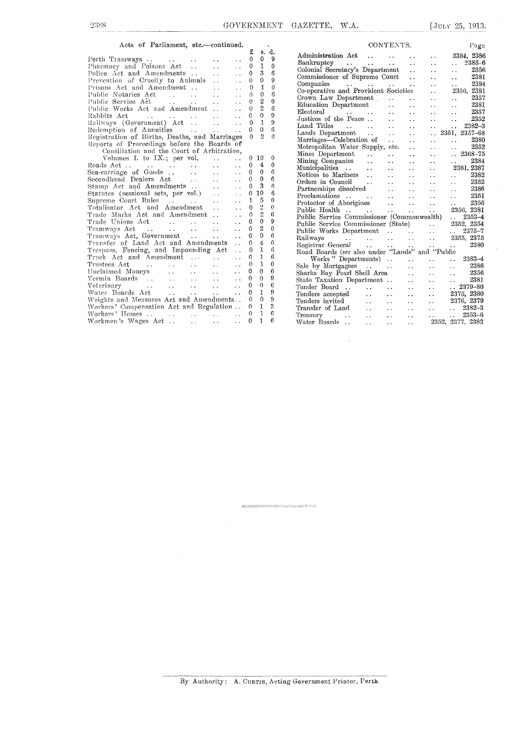Acts of Parliament, etc.—continued.

| | £ | s. | d. |
|---|---|---|---|
| Perth Tramways .. | 0 | 0 | 9 |
| Pharmacy and Poisons Act .. | 0 | 1 | 0 |
| Police Act and Amendments .. | 0 | 3 | 6 |
| Prevention of Cruelty to Animals .. | 0 | 0 | 9 |
| Prisons Act and Amendment .. | 0 | 1 | 0 |
| Public Notaries Act .. | 0 | 0 | 6 |
| Public Service Act .. | 0 | 2 | 0 |
| Public Works Act and Amendment .. | 0 | 2 | 6 |
| Rabbits Act .. | 0 | 0 | 9 |
| Railways (Government) Act .. | 0 | 1 | 9 |
| Redemption of Annuities .. | 0 | 0 | 6 |
| Registration of Births, Deaths, and Marriages | 0 | 2 | 6 |
| Reports of Proceedings before the Boards of Conciliation and the Court of Arbitration, Volumes I. to IX.; per vol. .. | 0 | 10 | 0 |
| Roads Act .. | 0 | 4 | 0 |
| Sea-carriage of Goods .. | 0 | 0 | 6 |
| Secondhand Dealers Act .. | 0 | 0 | 6 |
| Stamp Act and Amendments .. | 0 | 3 | 6 |
| Statutes (sessional sets, per vol.) .. | 0 | 10 | 6 |
| Supreme Court Rules .. | 1 | 5 | 0 |
| Totalisator Act and Amendment .. | 0 | 2 | 0 |
| Trade Marks Act and Amendment .. | 0 | 2 | 6 |
| Trade Unions Act .. | 0 | 0 | 9 |
| Tramways Act .. | 0 | 2 | 0 |
| Tramways Act, Government .. | 0 | 0 | 6 |
| Transfer of Land Act and Amendments .. | 0 | 4 | 0 |
| Trespass, Fencing, and Impounding Act .. | 0 | 1 | 6 |
| Truck Act and Amendment .. | 0 | 1 | 6 |
| Trustees Act .. | 0 | 1 | 0 |
| Unclaimed Moneys .. | 0 | 0 | 6 |
| Vermin Boards .. | 0 | 0 | 9 |
| Veterinary .. | 0 | 0 | 6 |
| Water Boards Act .. | 0 | 1 | 9 |
| Weights and Measures Act and Amendments.. | 0 | 0 | 9 |
| Workers' Compensation Act and Regulation .. | 0 | 1 | 3 |
| Workers' Homes .. | 0 | 1 | 6 |
| Workmen's Wages Act .. | 0 | 1 | 6 |

## CONTENTS.

| | Page |
|---|---|
| Administration Act .. | 2384, 2386 |
| Bankruptcy .. | 2385–6 |
| Colonial Secretary's Department .. | 2356 |
| Commissioner of Supreme Court .. | 2381 |
| Companies .. | 2384 |
| Co-operative and Provident Societies .. | 2356, 2381 |
| Crown Law Department .. | 2357 |
| Education Department .. | 2381 |
| Electoral .. | 2357 |
| Justices of the Peace .. | 2352 |
| Land Titles .. | 2382–3 |
| Lands Department .. | 2351, 2357–68 |
| Marriages—Celebration of .. | 2380 |
| Metropolitan Water Supply, etc. .. | 2352 |
| Mines Department .. | 2368–75 |
| Mining Companies .. | 2384 |
| Municipalities .. | 2381, 2387 |
| Notices to Mariners .. | 2382 |
| Orders in Council .. | 2352 |
| Partnerships dissolved .. | 2386 |
| Proclamations .. | 2351 |
| Protector of Aborigines .. | 2356 |
| Public Health .. | 2356, 2381 |
| Public Service Commissioner (Commonwealth) .. | 2353–4 |
| Public Service Commissioner (State) .. | 2352, 2354 |
| Public Works Department .. | 2375–7 |
| Railways .. | 2355, 2375 |
| Registrar General .. | 2380 |
| Road Boards (*see* also under "Lands" and "Public Works" Departments) .. | 2383–4 |
| Sale by Mortgagees .. | 2386 |
| Sharks Bay Pearl Shell Area .. | 2356 |
| State Taxation Department .. | 2381 |
| Tender Board .. | 2379–80 |
| Tenders accepted .. | 2375, 2380 |
| Tenders invited .. | 2376, 2379 |
| Transfer of Land .. | 2382–3 |
| Treasury .. | 2353–6 |
| Water Boards .. | 2352, 2377, 2382 |

By Authority: A. CURTIS, Acting Government Printer, Perth.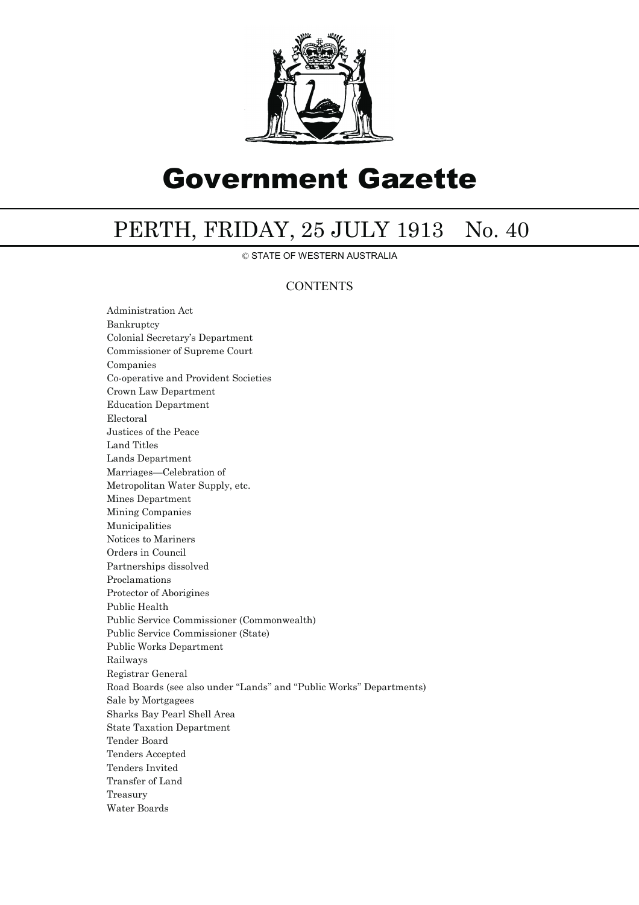# Government Gazette

## PERTH, FRIDAY, 25 JULY 1913 No. 40

© STATE OF WESTERN AUSTRALIA

CONTENTS

Administration Act
Bankruptcy
Colonial Secretary's Department
Commissioner of Supreme Court
Companies
Co-operative and Provident Societies
Crown Law Department
Education Department
Electoral
Justices of the Peace
Land Titles
Lands Department
Marriages—Celebration of
Metropolitan Water Supply, etc.
Mines Department
Mining Companies
Municipalities
Notices to Mariners
Orders in Council
Partnerships dissolved
Proclamations
Protector of Aborigines
Public Health
Public Service Commissioner (Commonwealth)
Public Service Commissioner (State)
Public Works Department
Railways
Registrar General
Road Boards (see also under "Lands" and "Public Works" Departments)
Sale by Mortgagees
Sharks Bay Pearl Shell Area
State Taxation Department
Tender Board
Tenders Accepted
Tenders Invited
Transfer of Land
Treasury
Water Boards